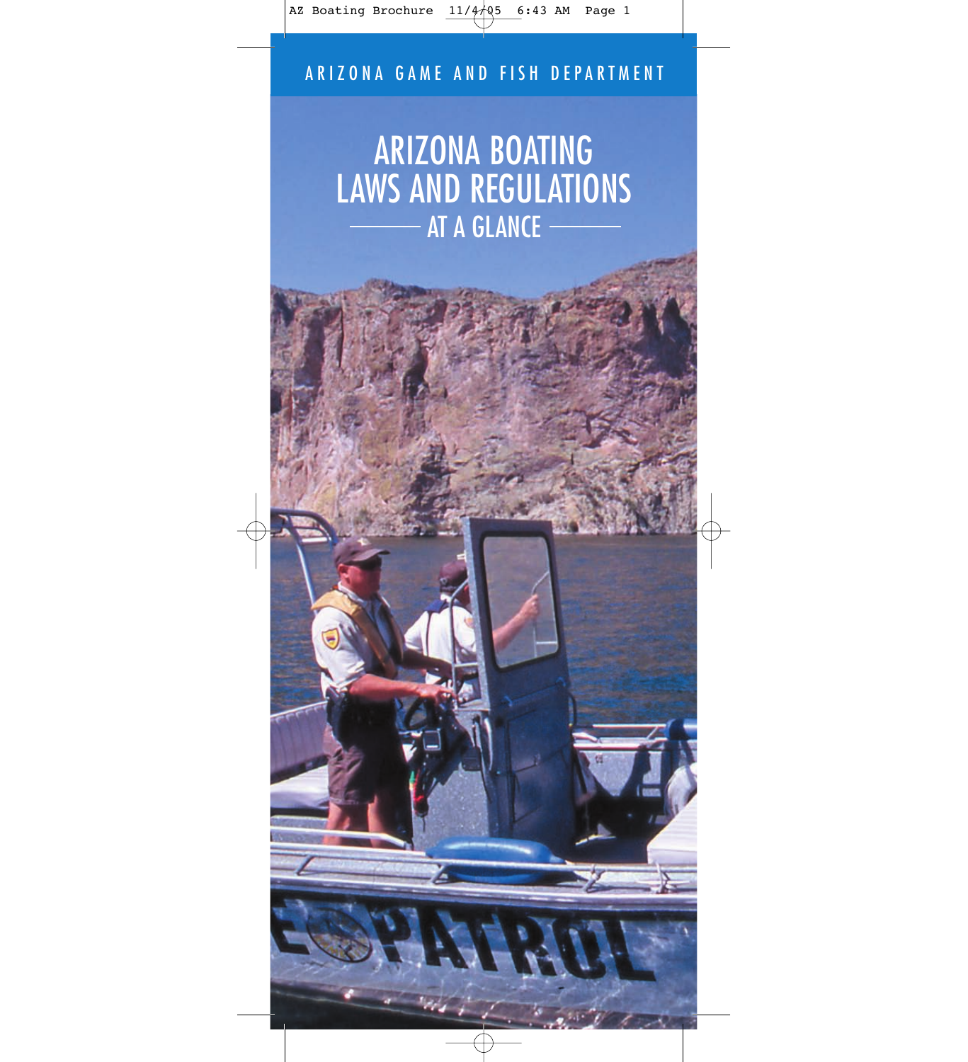ARIZONA GAME AND FISH DEPARTMENT

# ARIZONA BOATING LAWS AND REGULATIONS

## AT A GLANCE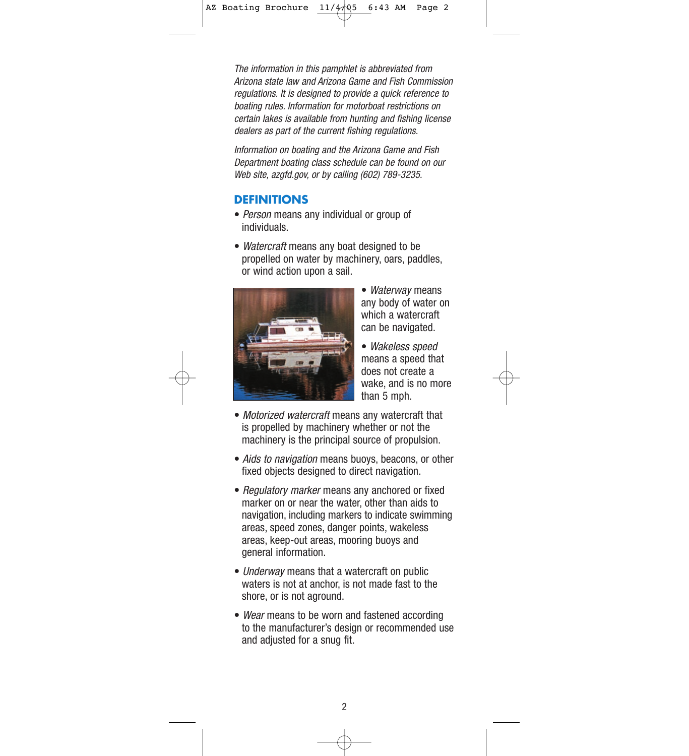*The information in this pamphlet is abbreviated from Arizona state law and Arizona Game and Fish Commission regulations. It is designed to provide a quick reference to boating rules. Information for motorboat restrictions on certain lakes is available from hunting and fishing license dealers as part of the current fishing regulations.*

*Information on boating and the Arizona Game and Fish Department boating class schedule can be found on our Web site, azgfd.gov, or by calling (602) 789-3235.*

## DEFINITIONS

- *Person* means any individual or group of individuals.
- *Watercraft* means any boat designed to be propelled on water by machinery, oars, paddles, or wind action upon a sail.
- *Waterway* means any body of water on which a watercraft can be navigated.
- *Wakeless speed* means a speed that does not create a wake, and is no more than 5 mph.
- *Motorized watercraft* means any watercraft that is propelled by machinery whether or not the machinery is the principal source of propulsion.
- *Aids to navigation* means buoys, beacons, or other fixed objects designed to direct navigation.
- *Regulatory marker* means any anchored or fixed marker on or near the water, other than aids to navigation, including markers to indicate swimming areas, speed zones, danger points, wakeless areas, keep-out areas, mooring buoys and general information.
- *Underway* means that a watercraft on public waters is not at anchor, is not made fast to the shore, or is not aground.
- *Wear* means to be worn and fastened according to the manufacturer's design or recommended use and adjusted for a snug fit.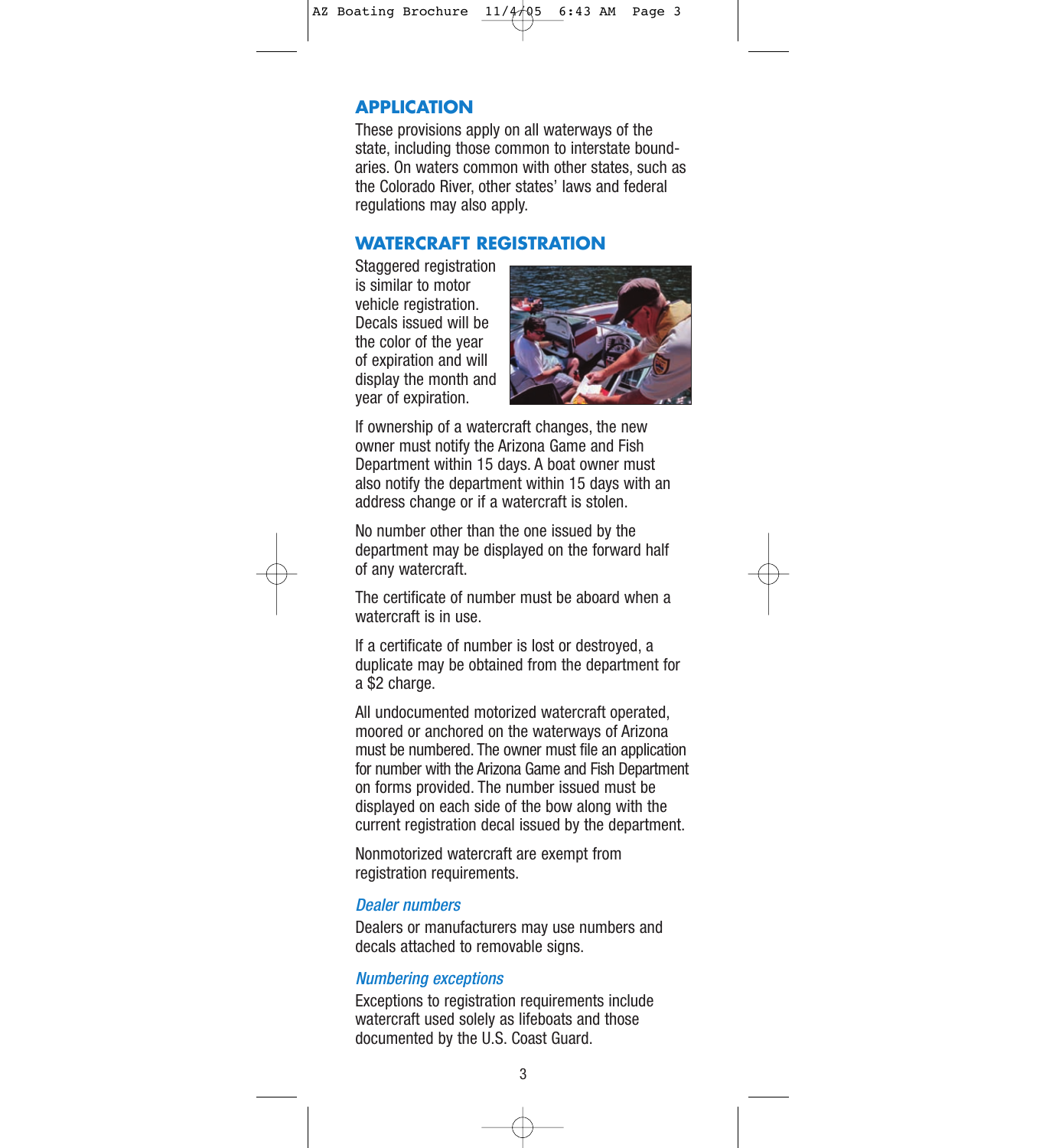## APPLICATION

These provisions apply on all waterways of the state, including those common to interstate boundaries. On waters common with other states, such as the Colorado River, other states' laws and federal regulations may also apply.

## WATERCRAFT REGISTRATION

Staggered registration is similar to motor vehicle registration. Decals issued will be the color of the year of expiration and will display the month and year of expiration.

If ownership of a watercraft changes, the new owner must notify the Arizona Game and Fish Department within 15 days. A boat owner must also notify the department within 15 days with an address change or if a watercraft is stolen.

No number other than the one issued by the department may be displayed on the forward half of any watercraft.

The certificate of number must be aboard when a watercraft is in use.

If a certificate of number is lost or destroyed, a duplicate may be obtained from the department for a $2 charge.

All undocumented motorized watercraft operated, moored or anchored on the waterways of Arizona must be numbered. The owner must file an application for number with the Arizona Game and Fish Department on forms provided. The number issued must be displayed on each side of the bow along with the current registration decal issued by the department.

Nonmotorized watercraft are exempt from registration requirements.

### *Dealer numbers*

Dealers or manufacturers may use numbers and decals attached to removable signs.

### *Numbering exceptions*

Exceptions to registration requirements include watercraft used solely as lifeboats and those documented by the U.S. Coast Guard.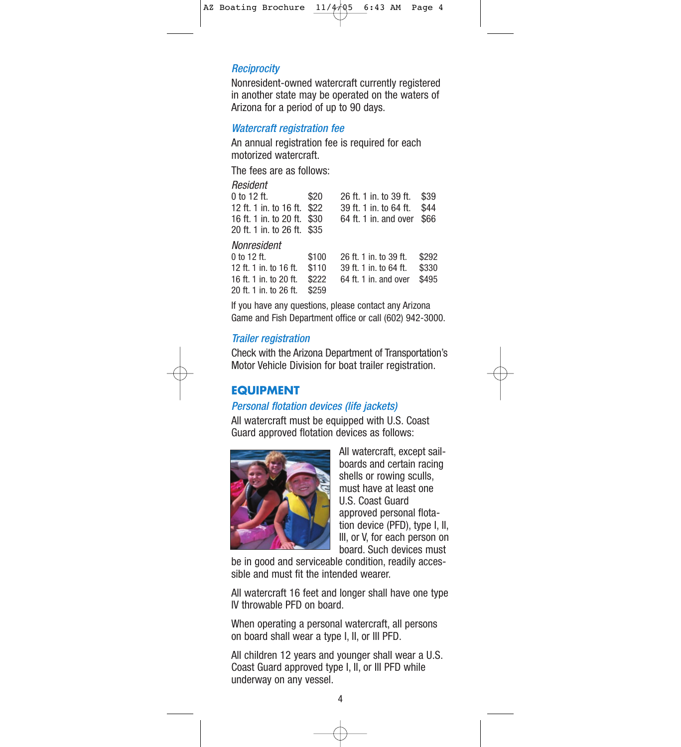### *Reciprocity*

Nonresident-owned watercraft currently registered in another state may be operated on the waters of Arizona for a period of up to 90 days.

### *Watercraft registration fee*

An annual registration fee is required for each motorized watercraft.

The fees are as follows:

*Resident*

| Length | Fee | Length | Fee |
|---|---|---|---|
| 0 to 12 ft. | $20 | 26 ft. 1 in. to 39 ft. | $39 |
| 12 ft. 1 in. to 16 ft. | $22 | 39 ft. 1 in. to 64 ft. | $44 |
| 16 ft. 1 in. to 20 ft. | $30 | 64 ft. 1 in. and over | $66 |
| 20 ft. 1 in. to 26 ft. | $35 | | |

*Nonresident*

| Length | Fee | Length | Fee |
|---|---|---|---|
| 0 to 12 ft. | $100 | 26 ft. 1 in. to 39 ft. | $292 |
| 12 ft. 1 in. to 16 ft. | $110 | 39 ft. 1 in. to 64 ft. | $330 |
| 16 ft. 1 in. to 20 ft. | $222 | 64 ft. 1 in. and over | $495 |
| 20 ft. 1 in. to 26 ft. | $259 | | |

If you have any questions, please contact any Arizona Game and Fish Department office or call (602) 942-3000.

### *Trailer registration*

Check with the Arizona Department of Transportation's Motor Vehicle Division for boat trailer registration.

## EQUIPMENT

### *Personal flotation devices (life jackets)*

All watercraft must be equipped with U.S. Coast Guard approved flotation devices as follows:

All watercraft, except sailboards and certain racing shells or rowing sculls, must have at least one U.S. Coast Guard approved personal flotation device (PFD), type I, II, III, or V, for each person on board. Such devices must be in good and serviceable condition, readily accessible and must fit the intended wearer.

All watercraft 16 feet and longer shall have one type IV throwable PFD on board.

When operating a personal watercraft, all persons on board shall wear a type I, II, or III PFD.

All children 12 years and younger shall wear a U.S. Coast Guard approved type I, II, or III PFD while underway on any vessel.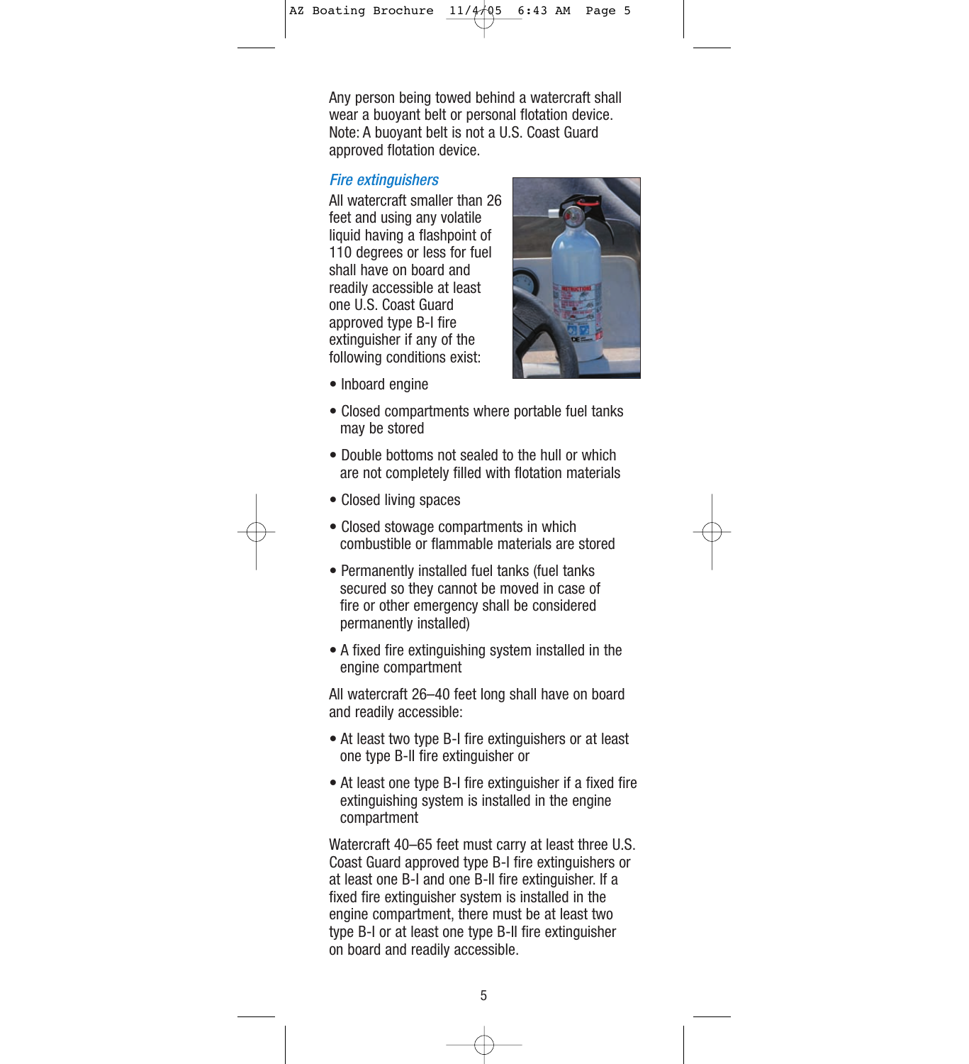Any person being towed behind a watercraft shall wear a buoyant belt or personal flotation device. Note: A buoyant belt is not a U.S. Coast Guard approved flotation device.

### *Fire extinguishers*

All watercraft smaller than 26 feet and using any volatile liquid having a flashpoint of 110 degrees or less for fuel shall have on board and readily accessible at least one U.S. Coast Guard approved type B-I fire extinguisher if any of the following conditions exist:

- Inboard engine
- Closed compartments where portable fuel tanks may be stored
- Double bottoms not sealed to the hull or which are not completely filled with flotation materials
- Closed living spaces
- Closed stowage compartments in which combustible or flammable materials are stored
- Permanently installed fuel tanks (fuel tanks secured so they cannot be moved in case of fire or other emergency shall be considered permanently installed)
- A fixed fire extinguishing system installed in the engine compartment

All watercraft 26–40 feet long shall have on board and readily accessible:

- At least two type B-I fire extinguishers or at least one type B-II fire extinguisher or
- At least one type B-I fire extinguisher if a fixed fire extinguishing system is installed in the engine compartment

Watercraft 40–65 feet must carry at least three U.S. Coast Guard approved type B-I fire extinguishers or at least one B-I and one B-II fire extinguisher. If a fixed fire extinguisher system is installed in the engine compartment, there must be at least two type B-I or at least one type B-II fire extinguisher on board and readily accessible.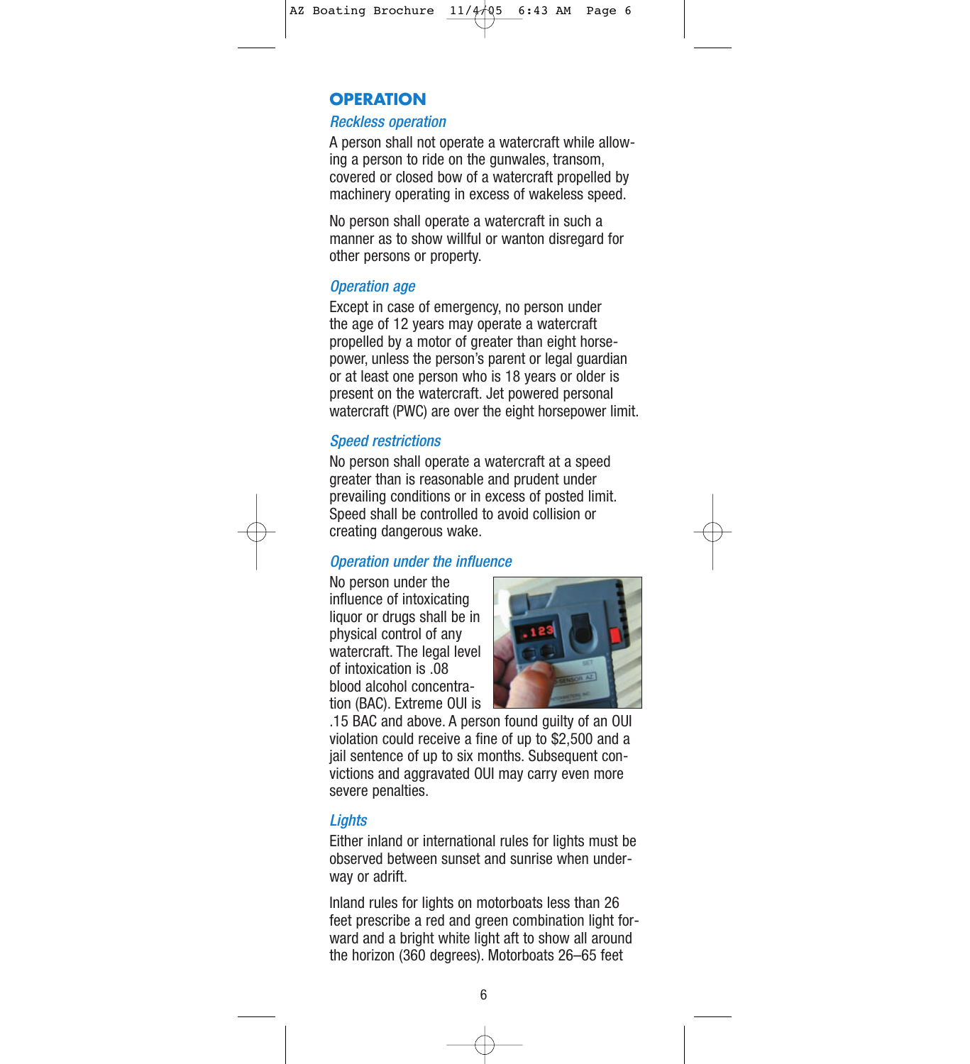## OPERATION

### *Reckless operation*

A person shall not operate a watercraft while allowing a person to ride on the gunwales, transom, covered or closed bow of a watercraft propelled by machinery operating in excess of wakeless speed.

No person shall operate a watercraft in such a manner as to show willful or wanton disregard for other persons or property.

### *Operation age*

Except in case of emergency, no person under the age of 12 years may operate a watercraft propelled by a motor of greater than eight horsepower, unless the person's parent or legal guardian or at least one person who is 18 years or older is present on the watercraft. Jet powered personal watercraft (PWC) are over the eight horsepower limit.

### *Speed restrictions*

No person shall operate a watercraft at a speed greater than is reasonable and prudent under prevailing conditions or in excess of posted limit. Speed shall be controlled to avoid collision or creating dangerous wake.

### *Operation under the influence*

No person under the influence of intoxicating liquor or drugs shall be in physical control of any watercraft. The legal level of intoxication is .08 blood alcohol concentration (BAC). Extreme OUI is .15 BAC and above. A person found guilty of an OUI violation could receive a fine of up to $2,500 and a jail sentence of up to six months. Subsequent convictions and aggravated OUI may carry even more severe penalties.

### *Lights*

Either inland or international rules for lights must be observed between sunset and sunrise when underway or adrift.

Inland rules for lights on motorboats less than 26 feet prescribe a red and green combination light forward and a bright white light aft to show all around the horizon (360 degrees). Motorboats 26–65 feet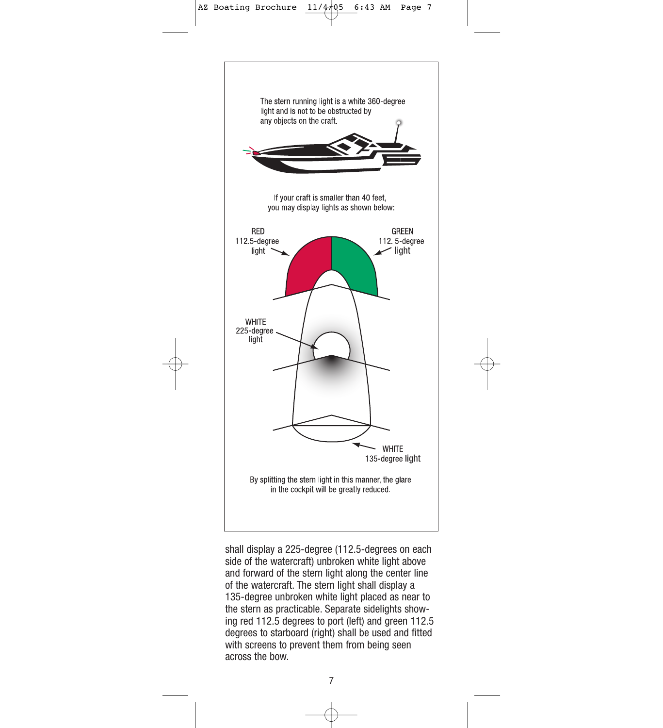The stern running light is a white 360-degree light and is not to be obstructed by any objects on the craft.

If your craft is smaller than 40 feet, you may display lights as shown below:

RED 112.5-degree light

GREEN 112. 5-degree light

WHITE 225-degree light

WHITE 135-degree light

By splitting the stern light in this manner, the glare in the cockpit will be greatly reduced.

shall display a 225-degree (112.5-degrees on each side of the watercraft) unbroken white light above and forward of the stern light along the center line of the watercraft. The stern light shall display a 135-degree unbroken white light placed as near to the stern as practicable. Separate sidelights showing red 112.5 degrees to port (left) and green 112.5 degrees to starboard (right) shall be used and fitted with screens to prevent them from being seen across the bow.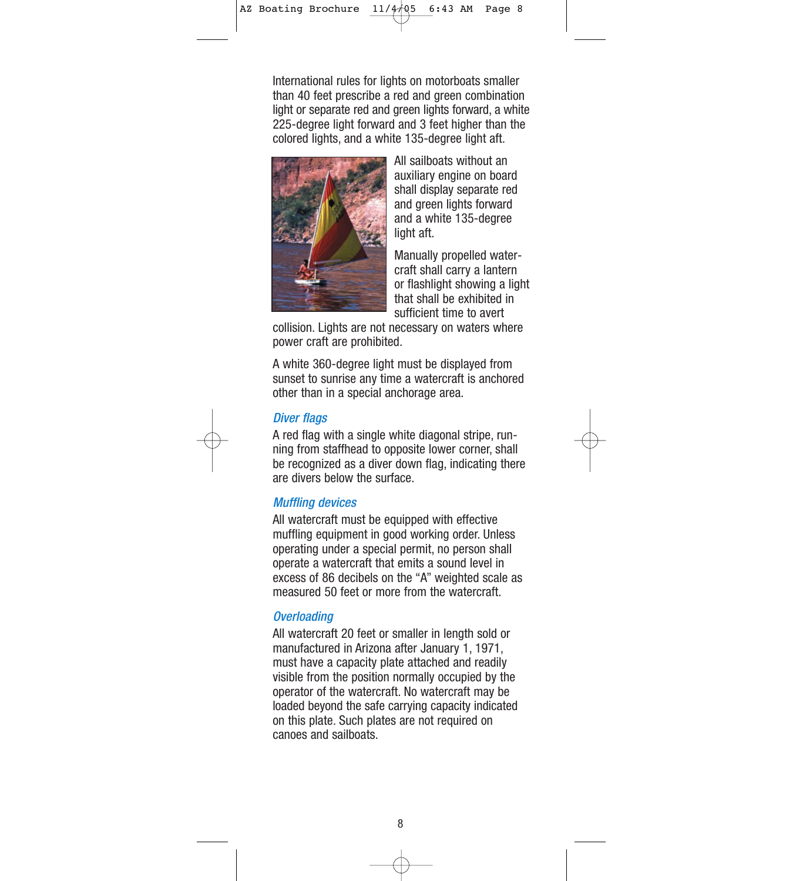International rules for lights on motorboats smaller than 40 feet prescribe a red and green combination light or separate red and green lights forward, a white 225-degree light forward and 3 feet higher than the colored lights, and a white 135-degree light aft.

All sailboats without an auxiliary engine on board shall display separate red and green lights forward and a white 135-degree light aft.

Manually propelled watercraft shall carry a lantern or flashlight showing a light that shall be exhibited in sufficient time to avert collision. Lights are not necessary on waters where power craft are prohibited.

A white 360-degree light must be displayed from sunset to sunrise any time a watercraft is anchored other than in a special anchorage area.

### *Diver flags*

A red flag with a single white diagonal stripe, running from staffhead to opposite lower corner, shall be recognized as a diver down flag, indicating there are divers below the surface.

### *Muffling devices*

All watercraft must be equipped with effective muffling equipment in good working order. Unless operating under a special permit, no person shall operate a watercraft that emits a sound level in excess of 86 decibels on the "A" weighted scale as measured 50 feet or more from the watercraft.

### *Overloading*

All watercraft 20 feet or smaller in length sold or manufactured in Arizona after January 1, 1971, must have a capacity plate attached and readily visible from the position normally occupied by the operator of the watercraft. No watercraft may be loaded beyond the safe carrying capacity indicated on this plate. Such plates are not required on canoes and sailboats.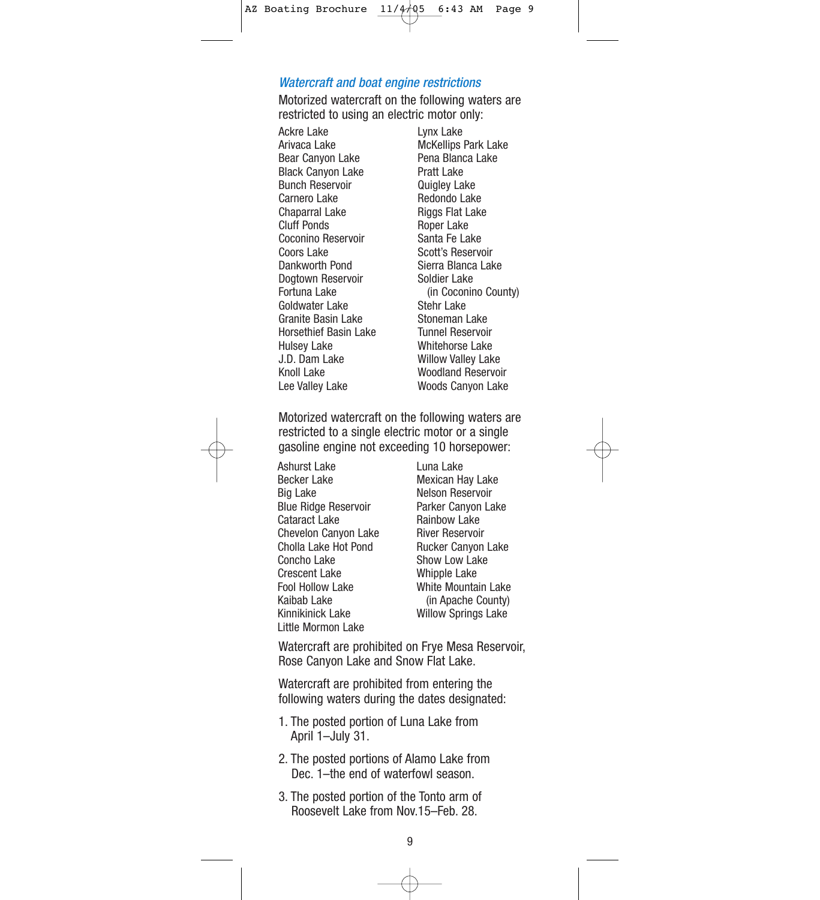### *Watercraft and boat engine restrictions*

Motorized watercraft on the following waters are restricted to using an electric motor only:

- Ackre Lake
- Arivaca Lake
- Bear Canyon Lake
- Black Canyon Lake
- Bunch Reservoir
- Carnero Lake
- Chaparral Lake
- Cluff Ponds
- Coconino Reservoir
- Coors Lake
- Dankworth Pond
- Dogtown Reservoir
- Fortuna Lake
- Goldwater Lake
- Granite Basin Lake
- Horsethief Basin Lake
- Hulsey Lake
- J.D. Dam Lake
- Knoll Lake
- Lee Valley Lake
- Lynx Lake
- McKellips Park Lake
- Pena Blanca Lake
- Pratt Lake
- Quigley Lake
- Redondo Lake
- Riggs Flat Lake
- Roper Lake
- Santa Fe Lake
- Scott's Reservoir
- Sierra Blanca Lake
- Soldier Lake (in Coconino County)
- Stehr Lake
- Stoneman Lake
- Tunnel Reservoir
- Whitehorse Lake
- Willow Valley Lake
- Woodland Reservoir
- Woods Canyon Lake

Motorized watercraft on the following waters are restricted to a single electric motor or a single gasoline engine not exceeding 10 horsepower:

- Ashurst Lake
- Becker Lake
- Big Lake
- Blue Ridge Reservoir
- Cataract Lake
- Chevelon Canyon Lake
- Cholla Lake Hot Pond
- Concho Lake
- Crescent Lake
- Fool Hollow Lake
- Kaibab Lake
- Kinnikinick Lake
- Little Mormon Lake
- Luna Lake
- Mexican Hay Lake
- Nelson Reservoir
- Parker Canyon Lake
- Rainbow Lake
- River Reservoir
- Rucker Canyon Lake
- Show Low Lake
- Whipple Lake
- White Mountain Lake (in Apache County)
- Willow Springs Lake

Watercraft are prohibited on Frye Mesa Reservoir, Rose Canyon Lake and Snow Flat Lake.

Watercraft are prohibited from entering the following waters during the dates designated:

1. The posted portion of Luna Lake from April 1–July 31.
2. The posted portions of Alamo Lake from Dec. 1–the end of waterfowl season.
3. The posted portion of the Tonto arm of Roosevelt Lake from Nov.15–Feb. 28.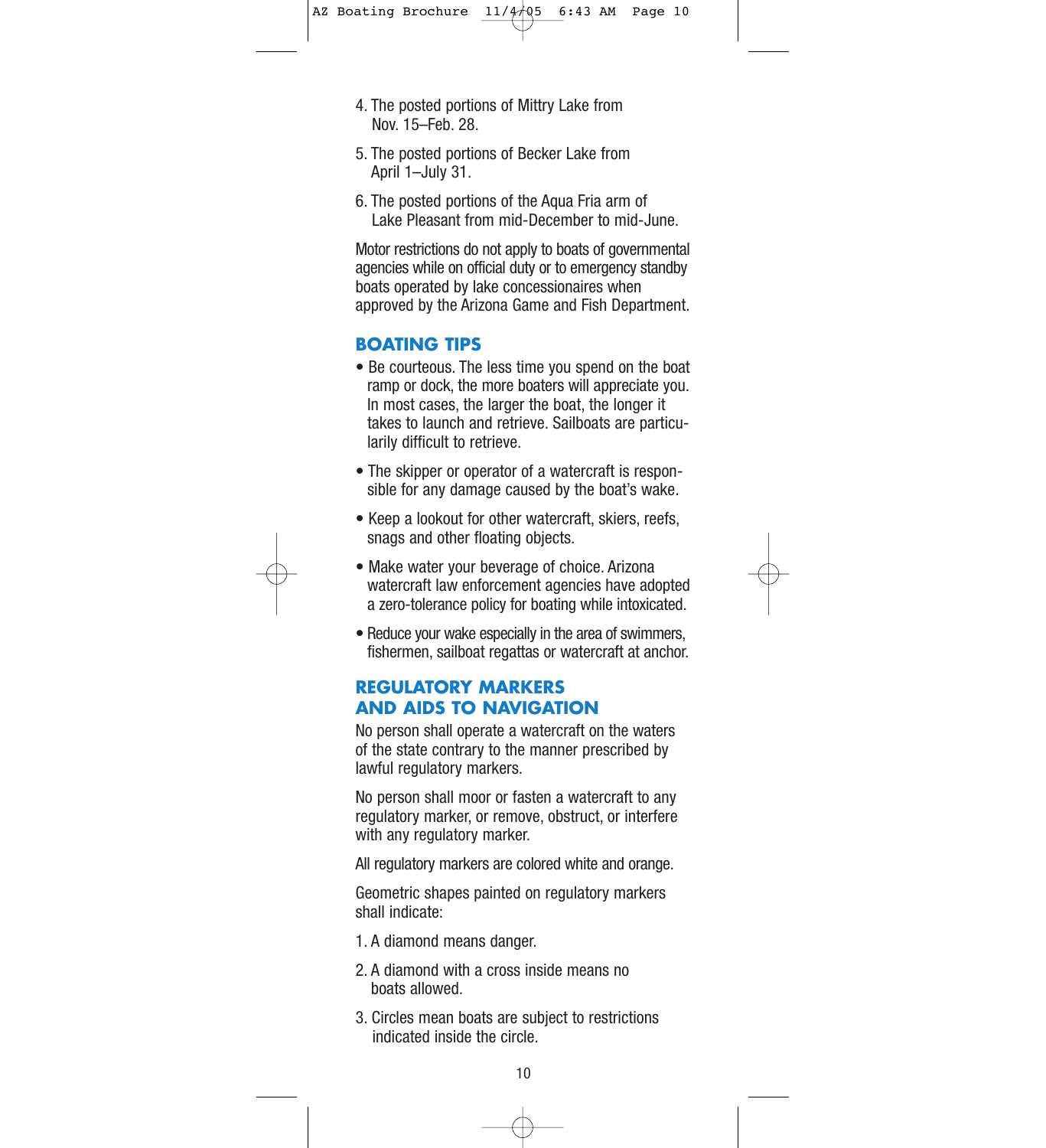4. The posted portions of Mittry Lake from Nov. 15–Feb. 28.

5. The posted portions of Becker Lake from April 1–July 31.

6. The posted portions of the Aqua Fria arm of Lake Pleasant from mid-December to mid-June.

Motor restrictions do not apply to boats of governmental agencies while on official duty or to emergency standby boats operated by lake concessionaires when approved by the Arizona Game and Fish Department.

## BOATING TIPS

- Be courteous. The less time you spend on the boat ramp or dock, the more boaters will appreciate you. In most cases, the larger the boat, the longer it takes to launch and retrieve. Sailboats are particularily difficult to retrieve.

- The skipper or operator of a watercraft is responsible for any damage caused by the boat's wake.

- Keep a lookout for other watercraft, skiers, reefs, snags and other floating objects.

- Make water your beverage of choice. Arizona watercraft law enforcement agencies have adopted a zero-tolerance policy for boating while intoxicated.

- Reduce your wake especially in the area of swimmers, fishermen, sailboat regattas or watercraft at anchor.

## REGULATORY MARKERS AND AIDS TO NAVIGATION

No person shall operate a watercraft on the waters of the state contrary to the manner prescribed by lawful regulatory markers.

No person shall moor or fasten a watercraft to any regulatory marker, or remove, obstruct, or interfere with any regulatory marker.

All regulatory markers are colored white and orange.

Geometric shapes painted on regulatory markers shall indicate:

1. A diamond means danger.

2. A diamond with a cross inside means no boats allowed.

3. Circles mean boats are subject to restrictions indicated inside the circle.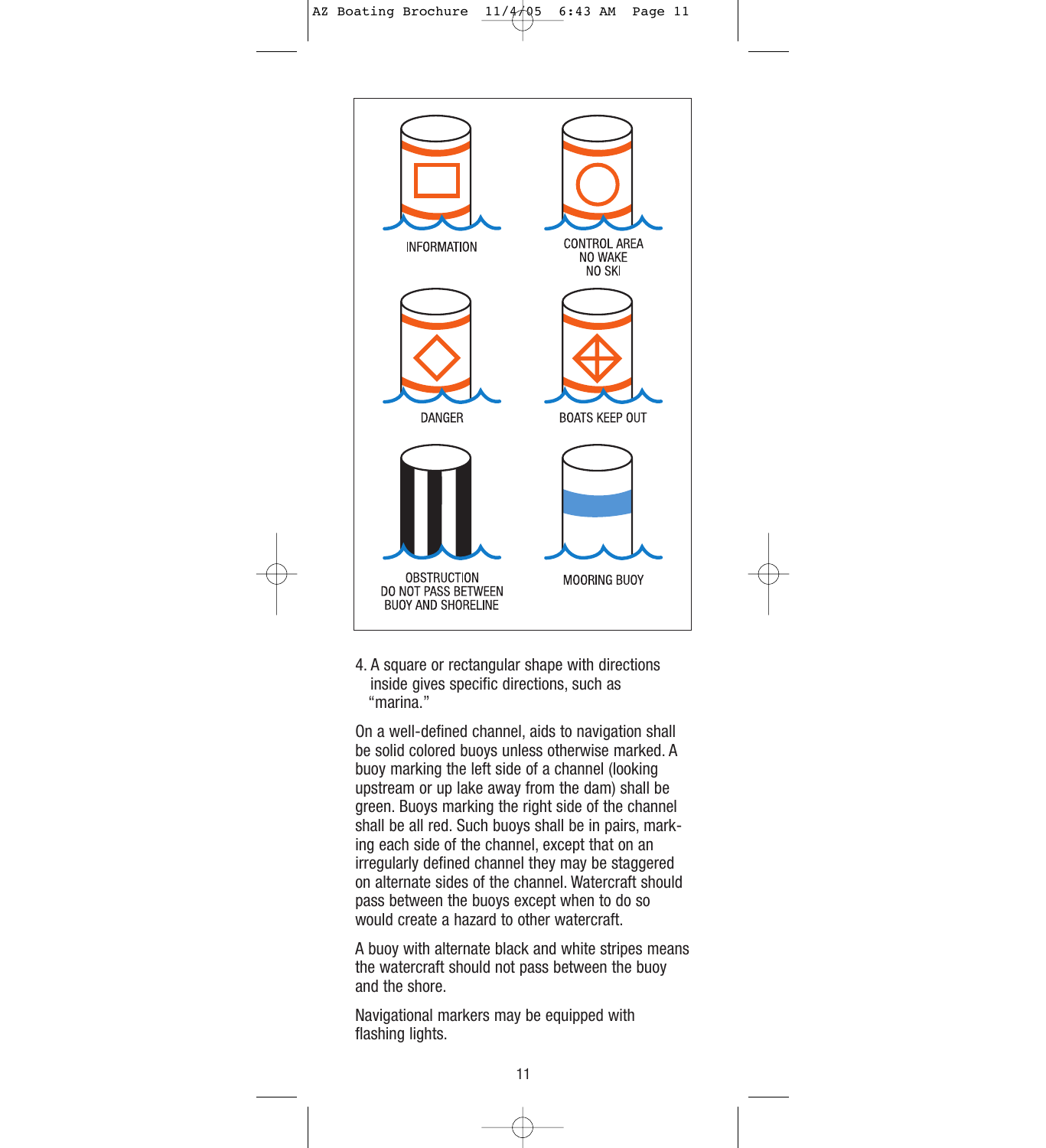INFORMATION

CONTROL AREA
NO WAKE
NO SKI

DANGER

BOATS KEEP OUT

OBSTRUCTION
DO NOT PASS BETWEEN
BUOY AND SHORELINE

MOORING BUOY

4. A square or rectangular shape with directions inside gives specific directions, such as "marina."

On a well-defined channel, aids to navigation shall be solid colored buoys unless otherwise marked. A buoy marking the left side of a channel (looking upstream or up lake away from the dam) shall be green. Buoys marking the right side of the channel shall be all red. Such buoys shall be in pairs, marking each side of the channel, except that on an irregularly defined channel they may be staggered on alternate sides of the channel. Watercraft should pass between the buoys except when to do so would create a hazard to other watercraft.

A buoy with alternate black and white stripes means the watercraft should not pass between the buoy and the shore.

Navigational markers may be equipped with flashing lights.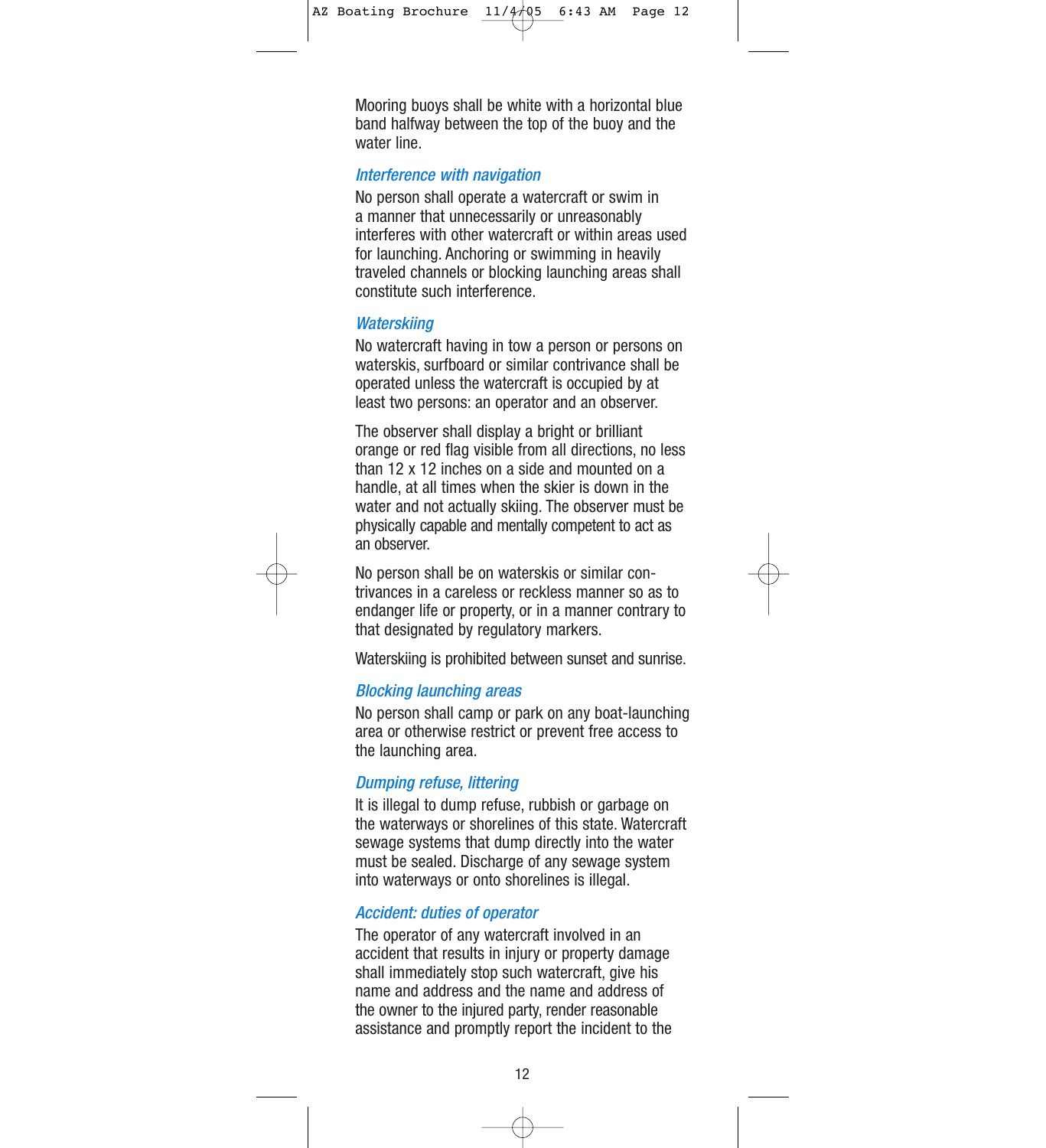Mooring buoys shall be white with a horizontal blue band halfway between the top of the buoy and the water line.

### *Interference with navigation*

No person shall operate a watercraft or swim in a manner that unnecessarily or unreasonably interferes with other watercraft or within areas used for launching. Anchoring or swimming in heavily traveled channels or blocking launching areas shall constitute such interference.

### *Waterskiing*

No watercraft having in tow a person or persons on waterskis, surfboard or similar contrivance shall be operated unless the watercraft is occupied by at least two persons: an operator and an observer.

The observer shall display a bright or brilliant orange or red flag visible from all directions, no less than 12 x 12 inches on a side and mounted on a handle, at all times when the skier is down in the water and not actually skiing. The observer must be physically capable and mentally competent to act as an observer.

No person shall be on waterskis or similar contrivances in a careless or reckless manner so as to endanger life or property, or in a manner contrary to that designated by regulatory markers.

Waterskiing is prohibited between sunset and sunrise.

### *Blocking launching areas*

No person shall camp or park on any boat-launching area or otherwise restrict or prevent free access to the launching area.

### *Dumping refuse, littering*

It is illegal to dump refuse, rubbish or garbage on the waterways or shorelines of this state. Watercraft sewage systems that dump directly into the water must be sealed. Discharge of any sewage system into waterways or onto shorelines is illegal.

### *Accident: duties of operator*

The operator of any watercraft involved in an accident that results in injury or property damage shall immediately stop such watercraft, give his name and address and the name and address of the owner to the injured party, render reasonable assistance and promptly report the incident to the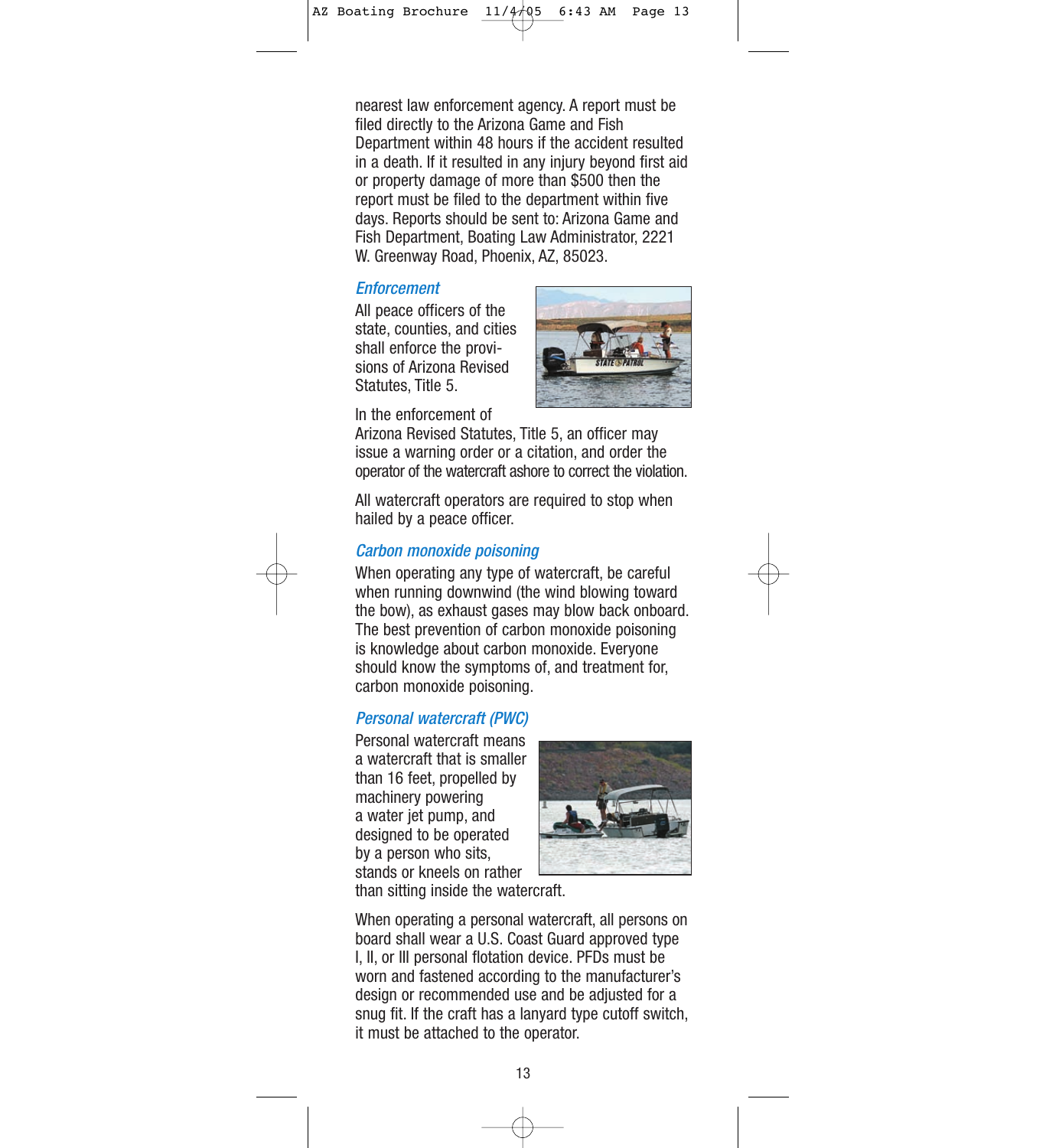nearest law enforcement agency. A report must be filed directly to the Arizona Game and Fish Department within 48 hours if the accident resulted in a death. If it resulted in any injury beyond first aid or property damage of more than $500 then the report must be filed to the department within five days. Reports should be sent to: Arizona Game and Fish Department, Boating Law Administrator, 2221 W. Greenway Road, Phoenix, AZ, 85023.

### *Enforcement*

All peace officers of the state, counties, and cities shall enforce the provisions of Arizona Revised Statutes, Title 5.

In the enforcement of Arizona Revised Statutes, Title 5, an officer may issue a warning order or a citation, and order the operator of the watercraft ashore to correct the violation.

All watercraft operators are required to stop when hailed by a peace officer.

### *Carbon monoxide poisoning*

When operating any type of watercraft, be careful when running downwind (the wind blowing toward the bow), as exhaust gases may blow back onboard. The best prevention of carbon monoxide poisoning is knowledge about carbon monoxide. Everyone should know the symptoms of, and treatment for, carbon monoxide poisoning.

### *Personal watercraft (PWC)*

Personal watercraft means a watercraft that is smaller than 16 feet, propelled by machinery powering a water jet pump, and designed to be operated by a person who sits, stands or kneels on rather than sitting inside the watercraft.

When operating a personal watercraft, all persons on board shall wear a U.S. Coast Guard approved type I, II, or III personal flotation device. PFDs must be worn and fastened according to the manufacturer's design or recommended use and be adjusted for a snug fit. If the craft has a lanyard type cutoff switch, it must be attached to the operator.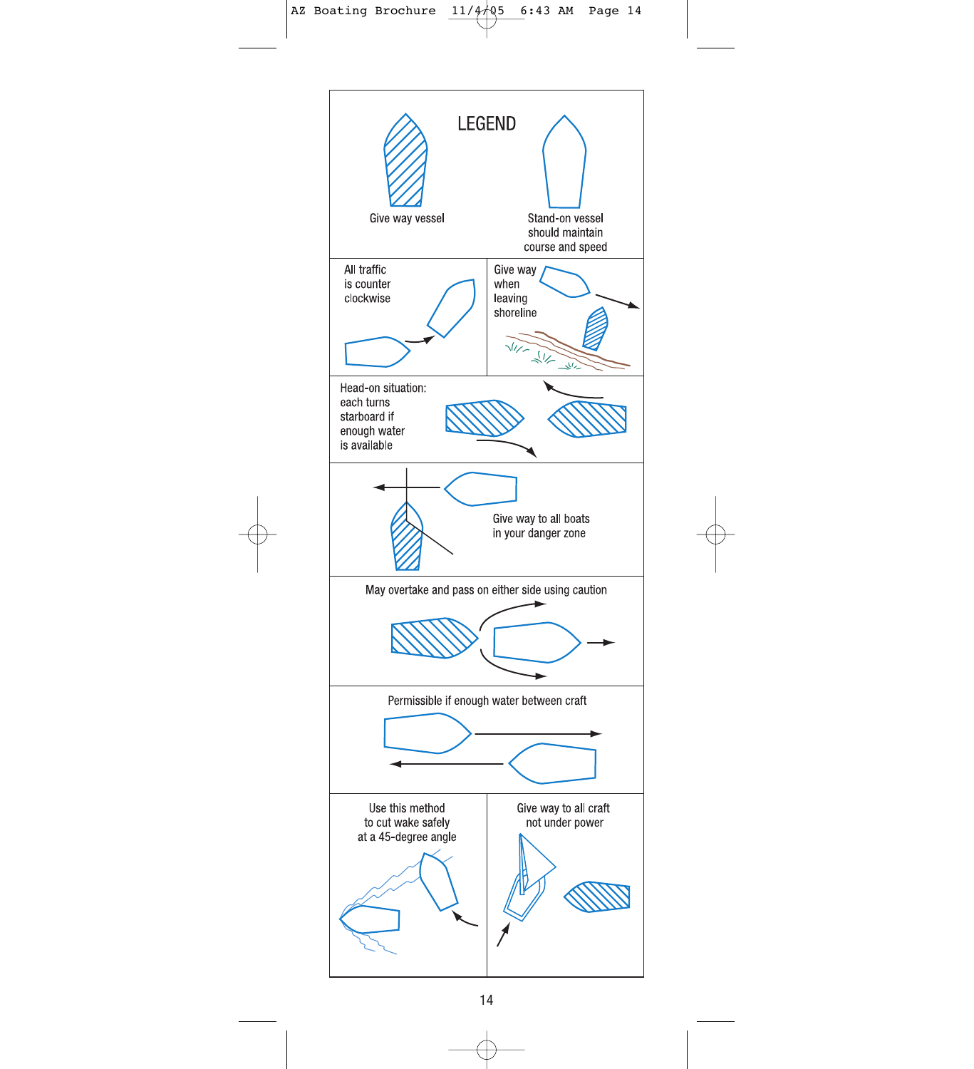## LEGEND

Give way vessel

Stand-on vessel should maintain course and speed

All traffic is counter clockwise

Give way when leaving shoreline

Head-on situation: each turns starboard if enough water is available

Give way to all boats in your danger zone

May overtake and pass on either side using caution

Permissible if enough water between craft

Use this method to cut wake safely at a 45-degree angle

Give way to all craft not under power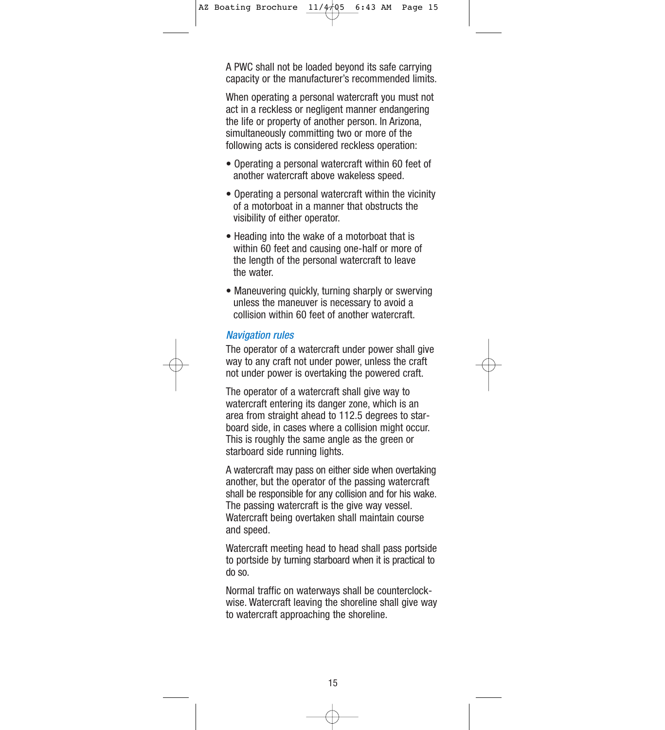A PWC shall not be loaded beyond its safe carrying capacity or the manufacturer's recommended limits.

When operating a personal watercraft you must not act in a reckless or negligent manner endangering the life or property of another person. In Arizona, simultaneously committing two or more of the following acts is considered reckless operation:

- Operating a personal watercraft within 60 feet of another watercraft above wakeless speed.
- Operating a personal watercraft within the vicinity of a motorboat in a manner that obstructs the visibility of either operator.
- Heading into the wake of a motorboat that is within 60 feet and causing one-half or more of the length of the personal watercraft to leave the water.
- Maneuvering quickly, turning sharply or swerving unless the maneuver is necessary to avoid a collision within 60 feet of another watercraft.

### *Navigation rules*

The operator of a watercraft under power shall give way to any craft not under power, unless the craft not under power is overtaking the powered craft.

The operator of a watercraft shall give way to watercraft entering its danger zone, which is an area from straight ahead to 112.5 degrees to starboard side, in cases where a collision might occur. This is roughly the same angle as the green or starboard side running lights.

A watercraft may pass on either side when overtaking another, but the operator of the passing watercraft shall be responsible for any collision and for his wake. The passing watercraft is the give way vessel. Watercraft being overtaken shall maintain course and speed.

Watercraft meeting head to head shall pass portside to portside by turning starboard when it is practical to do so.

Normal traffic on waterways shall be counterclockwise. Watercraft leaving the shoreline shall give way to watercraft approaching the shoreline.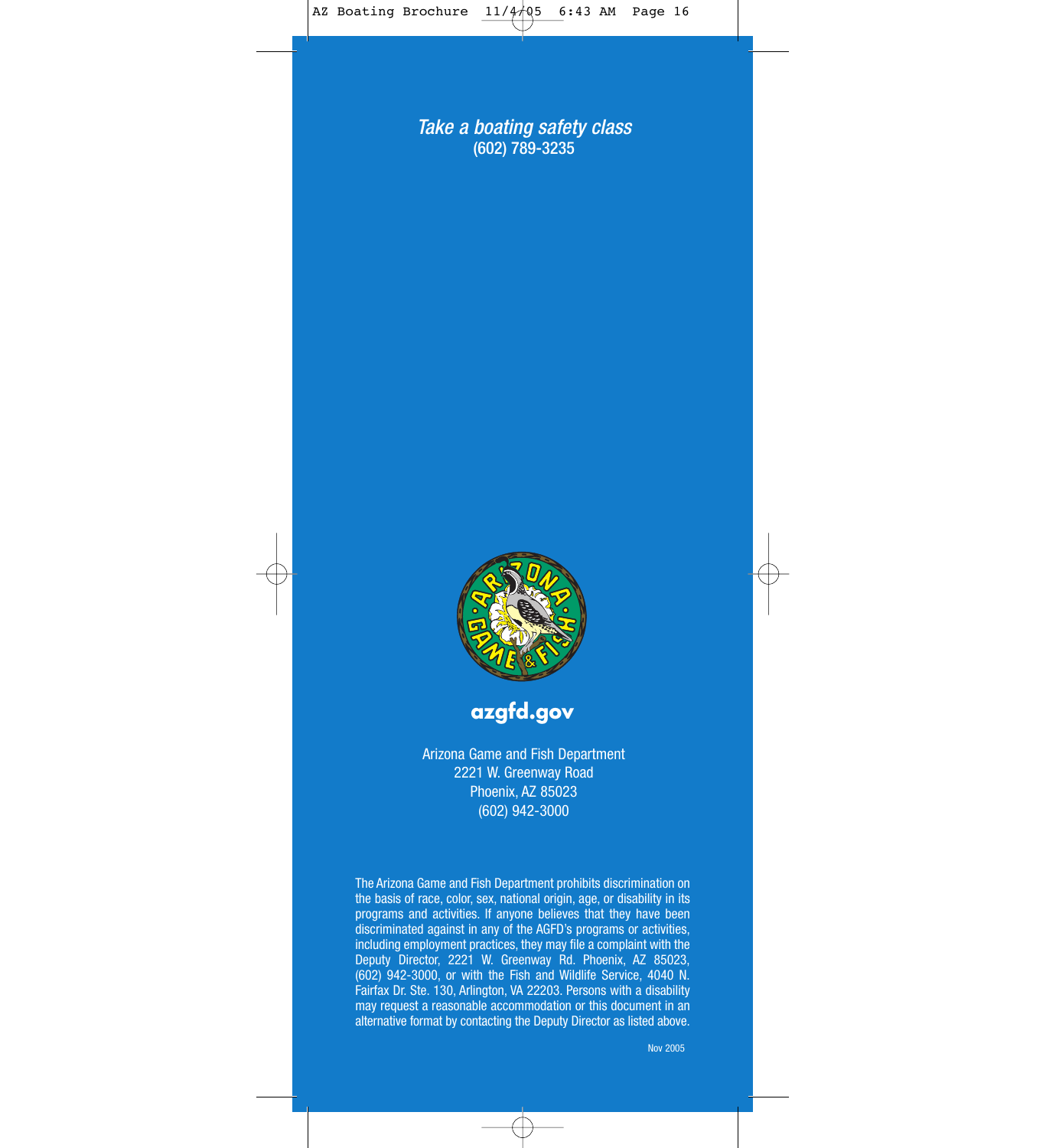*Take a boating safety class*
(602) 789-3235

**azgfd.gov**

Arizona Game and Fish Department
2221 W. Greenway Road
Phoenix, AZ 85023
(602) 942-3000

The Arizona Game and Fish Department prohibits discrimination on the basis of race, color, sex, national origin, age, or disability in its programs and activities. If anyone believes that they have been discriminated against in any of the AGFD's programs or activities, including employment practices, they may file a complaint with the Deputy Director, 2221 W. Greenway Rd. Phoenix, AZ 85023, (602) 942-3000, or with the Fish and Wildlife Service, 4040 N. Fairfax Dr. Ste. 130, Arlington, VA 22203. Persons with a disability may request a reasonable accommodation or this document in an alternative format by contacting the Deputy Director as listed above.

Nov 2005